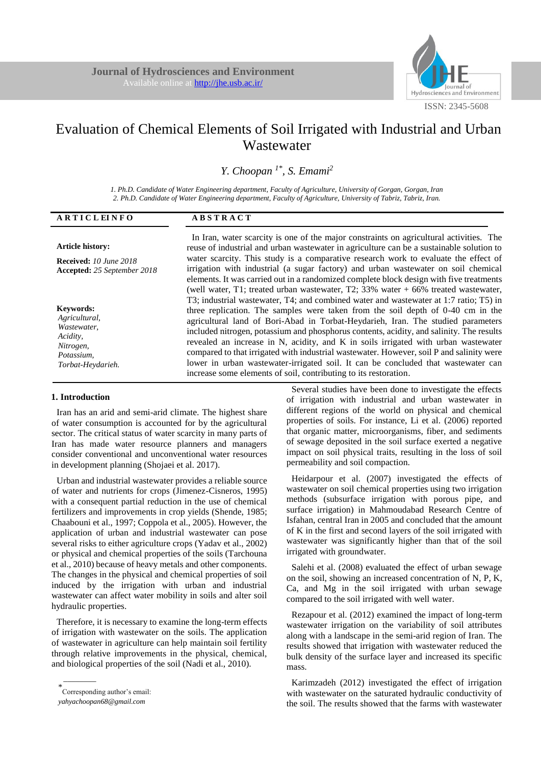Journal of Hydrosciences and Environment
Available online at http://jhe.usb.ac.ir/

ISSN: 2345-5608

# Evaluation of Chemical Elements of Soil Irrigated with Industrial and Urban Wastewater

*Y. Choopan [1*], S. Emami[2]*

*1. Ph.D. Candidate of Water Engineering department, Faculty of Agriculture, University of Gorgan, Gorgan, Iran*
*2. Ph.D. Candidate of Water Engineering department, Faculty of Agriculture, University of Tabriz, Tabriz, Iran.*

**ARTICLE INFO**

**Article history:**

**Received:** *10 June 2018*
**Accepted:** *25 September 2018*

**Keywords:**
*Agricultural,*
*Wastewater,*
*Acidity,*
*Nitrogen,*
*Potassium,*
*Torbat-Heydarieh.*

**ABSTRACT**

In Iran, water scarcity is one of the major constraints on agricultural activities. The reuse of industrial and urban wastewater in agriculture can be a sustainable solution to water scarcity. This study is a comparative research work to evaluate the effect of irrigation with industrial (a sugar factory) and urban wastewater on soil chemical elements. It was carried out in a randomized complete block design with five treatments (well water, T1; treated urban wastewater, T2; 33% water + 66% treated wastewater, T3; industrial wastewater, T4; and combined water and wastewater at 1:7 ratio; T5) in three replication. The samples were taken from the soil depth of 0-40 cm in the agricultural land of Bori-Abad in Torbat-Heydarieh, Iran. The studied parameters included nitrogen, potassium and phosphorus contents, acidity, and salinity. The results revealed an increase in N, acidity, and K in soils irrigated with urban wastewater compared to that irrigated with industrial wastewater. However, soil P and salinity were lower in urban wastewater-irrigated soil. It can be concluded that wastewater can increase some elements of soil, contributing to its restoration.

## 1. Introduction

Iran has an arid and semi-arid climate. The highest share of water consumption is accounted for by the agricultural sector. The critical status of water scarcity in many parts of Iran has made water resource planners and managers consider conventional and unconventional water resources in development planning (Shojaei et al. 2017).

Urban and industrial wastewater provides a reliable source of water and nutrients for crops (Jimenez-Cisneros, 1995) with a consequent partial reduction in the use of chemical fertilizers and improvements in crop yields (Shende, 1985; Chaabouni et al., 1997; Coppola et al., 2005). However, the application of urban and industrial wastewater can pose several risks to either agriculture crops (Yadav et al., 2002) or physical and chemical properties of the soils (Tarchouna et al., 2010) because of heavy metals and other components. The changes in the physical and chemical properties of soil induced by the irrigation with urban and industrial wastewater can affect water mobility in soils and alter soil hydraulic properties.

Therefore, it is necessary to examine the long-term effects of irrigation with wastewater on the soils. The application of wastewater in agriculture can help maintain soil fertility through relative improvements in the physical, chemical, and biological properties of the soil (Nadi et al., 2010).

Several studies have been done to investigate the effects of irrigation with industrial and urban wastewater in different regions of the world on physical and chemical properties of soils. For instance, Li et al. (2006) reported that organic matter, microorganisms, fiber, and sediments of sewage deposited in the soil surface exerted a negative impact on soil physical traits, resulting in the loss of soil permeability and soil compaction.

Heidarpour et al. (2007) investigated the effects of wastewater on soil chemical properties using two irrigation methods (subsurface irrigation with porous pipe, and surface irrigation) in Mahmoudabad Research Centre of Isfahan, central Iran in 2005 and concluded that the amount of K in the first and second layers of the soil irrigated with wastewater was significantly higher than that of the soil irrigated with groundwater.

Salehi et al. (2008) evaluated the effect of urban sewage on the soil, showing an increased concentration of N, P, K, Ca, and Mg in the soil irrigated with urban sewage compared to the soil irrigated with well water.

Rezapour et al. (2012) examined the impact of long-term wastewater irrigation on the variability of soil attributes along with a landscape in the semi-arid region of Iran. The results showed that irrigation with wastewater reduced the bulk density of the surface layer and increased its specific mass.

Karimzadeh (2012) investigated the effect of irrigation with wastewater on the saturated hydraulic conductivity of the soil. The results showed that the farms with wastewater

* Corresponding author's email: *yahyachoopan68@gmail.com*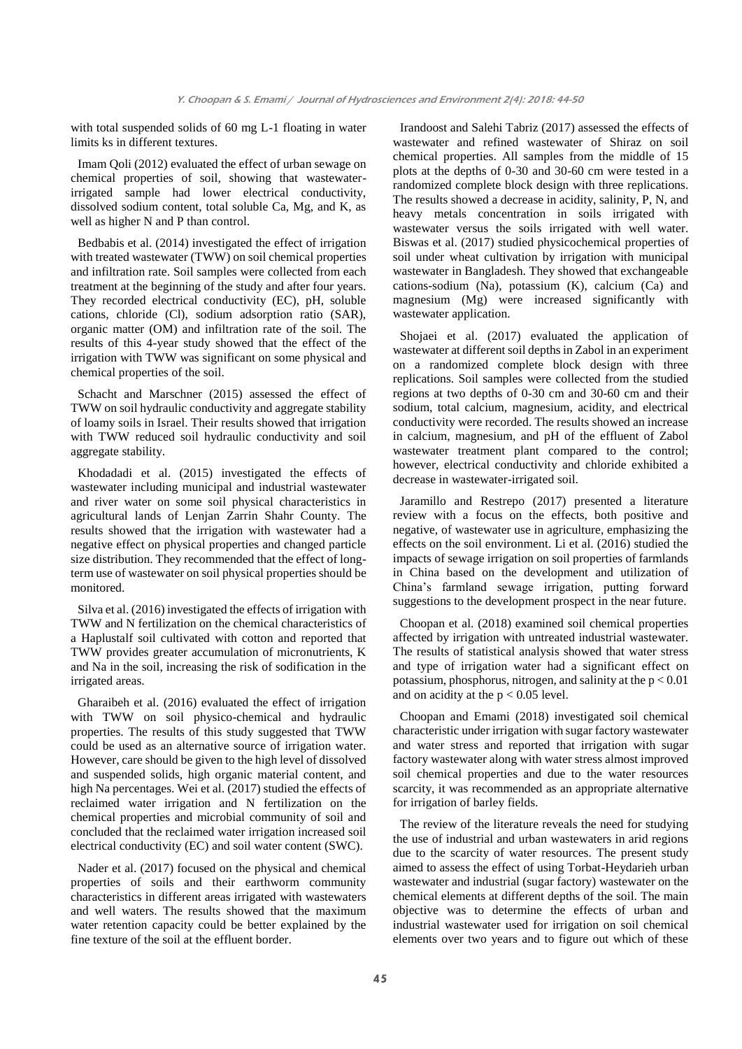with total suspended solids of 60 mg L-1 floating in water limits ks in different textures.

Imam Qoli (2012) evaluated the effect of urban sewage on chemical properties of soil, showing that wastewater-irrigated sample had lower electrical conductivity, dissolved sodium content, total soluble Ca, Mg, and K, as well as higher N and P than control.

Bedbabis et al. (2014) investigated the effect of irrigation with treated wastewater (TWW) on soil chemical properties and infiltration rate. Soil samples were collected from each treatment at the beginning of the study and after four years. They recorded electrical conductivity (EC), pH, soluble cations, chloride (Cl), sodium adsorption ratio (SAR), organic matter (OM) and infiltration rate of the soil. The results of this 4-year study showed that the effect of the irrigation with TWW was significant on some physical and chemical properties of the soil.

Schacht and Marschner (2015) assessed the effect of TWW on soil hydraulic conductivity and aggregate stability of loamy soils in Israel. Their results showed that irrigation with TWW reduced soil hydraulic conductivity and soil aggregate stability.

Khodadadi et al. (2015) investigated the effects of wastewater including municipal and industrial wastewater and river water on some soil physical characteristics in agricultural lands of Lenjan Zarrin Shahr County. The results showed that the irrigation with wastewater had a negative effect on physical properties and changed particle size distribution. They recommended that the effect of long-term use of wastewater on soil physical properties should be monitored.

Silva et al. (2016) investigated the effects of irrigation with TWW and N fertilization on the chemical characteristics of a Haplustalf soil cultivated with cotton and reported that TWW provides greater accumulation of micronutrients, K and Na in the soil, increasing the risk of sodification in the irrigated areas.

Gharaibeh et al. (2016) evaluated the effect of irrigation with TWW on soil physico-chemical and hydraulic properties. The results of this study suggested that TWW could be used as an alternative source of irrigation water. However, care should be given to the high level of dissolved and suspended solids, high organic material content, and high Na percentages. Wei et al. (2017) studied the effects of reclaimed water irrigation and N fertilization on the chemical properties and microbial community of soil and concluded that the reclaimed water irrigation increased soil electrical conductivity (EC) and soil water content (SWC).

Nader et al. (2017) focused on the physical and chemical properties of soils and their earthworm community characteristics in different areas irrigated with wastewaters and well waters. The results showed that the maximum water retention capacity could be better explained by the fine texture of the soil at the effluent border.

Irandoost and Salehi Tabriz (2017) assessed the effects of wastewater and refined wastewater of Shiraz on soil chemical properties. All samples from the middle of 15 plots at the depths of 0-30 and 30-60 cm were tested in a randomized complete block design with three replications. The results showed a decrease in acidity, salinity, P, N, and heavy metals concentration in soils irrigated with wastewater versus the soils irrigated with well water. Biswas et al. (2017) studied physicochemical properties of soil under wheat cultivation by irrigation with municipal wastewater in Bangladesh. They showed that exchangeable cations-sodium (Na), potassium (K), calcium (Ca) and magnesium (Mg) were increased significantly with wastewater application.

Shojaei et al. (2017) evaluated the application of wastewater at different soil depths in Zabol in an experiment on a randomized complete block design with three replications. Soil samples were collected from the studied regions at two depths of 0-30 cm and 30-60 cm and their sodium, total calcium, magnesium, acidity, and electrical conductivity were recorded. The results showed an increase in calcium, magnesium, and pH of the effluent of Zabol wastewater treatment plant compared to the control; however, electrical conductivity and chloride exhibited a decrease in wastewater-irrigated soil.

Jaramillo and Restrepo (2017) presented a literature review with a focus on the effects, both positive and negative, of wastewater use in agriculture, emphasizing the effects on the soil environment. Li et al. (2016) studied the impacts of sewage irrigation on soil properties of farmlands in China based on the development and utilization of China's farmland sewage irrigation, putting forward suggestions to the development prospect in the near future.

Choopan et al. (2018) examined soil chemical properties affected by irrigation with untreated industrial wastewater. The results of statistical analysis showed that water stress and type of irrigation water had a significant effect on potassium, phosphorus, nitrogen, and salinity at the $p < 0.01$ and on acidity at the $p < 0.05$ level.

Choopan and Emami (2018) investigated soil chemical characteristic under irrigation with sugar factory wastewater and water stress and reported that irrigation with sugar factory wastewater along with water stress almost improved soil chemical properties and due to the water resources scarcity, it was recommended as an appropriate alternative for irrigation of barley fields.

The review of the literature reveals the need for studying the use of industrial and urban wastewaters in arid regions due to the scarcity of water resources. The present study aimed to assess the effect of using Torbat-Heydarieh urban wastewater and industrial (sugar factory) wastewater on the chemical elements at different depths of the soil. The main objective was to determine the effects of urban and industrial wastewater used for irrigation on soil chemical elements over two years and to figure out which of these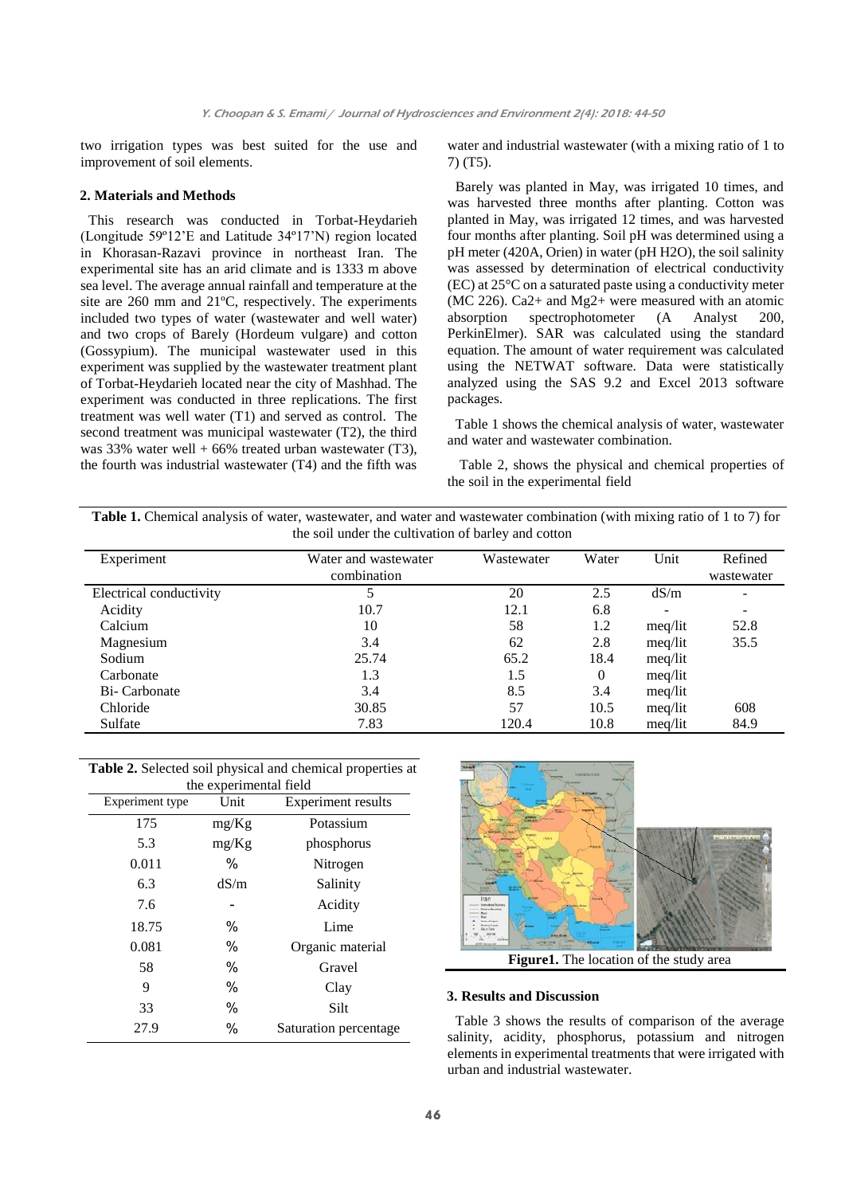two irrigation types was best suited for the use and improvement of soil elements.

## 2. Materials and Methods

This research was conducted in Torbat-Heydarieh (Longitude 59º12'E and Latitude 34º17'N) region located in Khorasan-Razavi province in northeast Iran. The experimental site has an arid climate and is 1333 m above sea level. The average annual rainfall and temperature at the site are 260 mm and 21ºC, respectively. The experiments included two types of water (wastewater and well water) and two crops of Barely (Hordeum vulgare) and cotton (Gossypium). The municipal wastewater used in this experiment was supplied by the wastewater treatment plant of Torbat-Heydarieh located near the city of Mashhad. The experiment was conducted in three replications. The first treatment was well water (T1) and served as control. The second treatment was municipal wastewater (T2), the third was 33% water well + 66% treated urban wastewater (T3), the fourth was industrial wastewater (T4) and the fifth was water and industrial wastewater (with a mixing ratio of 1 to 7) (T5).

Barely was planted in May, was irrigated 10 times, and was harvested three months after planting. Cotton was planted in May, was irrigated 12 times, and was harvested four months after planting. Soil pH was determined using a pH meter (420A, Orien) in water (pH H2O), the soil salinity was assessed by determination of electrical conductivity (EC) at 25°C on a saturated paste using a conductivity meter (MC 226). Ca2+ and Mg2+ were measured with an atomic absorption spectrophotometer (A Analyst 200, PerkinElmer). SAR was calculated using the standard equation. The amount of water requirement was calculated using the NETWAT software. Data were statistically analyzed using the SAS 9.2 and Excel 2013 software packages.

Table 1 shows the chemical analysis of water, wastewater and water and wastewater combination.

Table 2, shows the physical and chemical properties of the soil in the experimental field

**Table 1.** Chemical analysis of water, wastewater, and water and wastewater combination (with mixing ratio of 1 to 7) for the soil under the cultivation of barley and cotton

| Experiment | Water and wastewater combination | Wastewater | Water | Unit | Refined wastewater |
|---|---|---|---|---|---|
| Electrical conductivity | 5 | 20 | 2.5 | dS/m | - |
| Acidity | 10.7 | 12.1 | 6.8 | - | - |
| Calcium | 10 | 58 | 1.2 | meq/lit | 52.8 |
| Magnesium | 3.4 | 62 | 2.8 | meq/lit | 35.5 |
| Sodium | 25.74 | 65.2 | 18.4 | meq/lit | |
| Carbonate | 1.3 | 1.5 | 0 | meq/lit | |
| Bi- Carbonate | 3.4 | 8.5 | 3.4 | meq/lit | |
| Chloride | 30.85 | 57 | 10.5 | meq/lit | 608 |
| Sulfate | 7.83 | 120.4 | 10.8 | meq/lit | 84.9 |

**Table 2.** Selected soil physical and chemical properties at the experimental field

| Experiment type | Unit | Experiment results |
|---|---|---|
| 175 | mg/Kg | Potassium |
| 5.3 | mg/Kg | phosphorus |
| 0.011 | % | Nitrogen |
| 6.3 | dS/m | Salinity |
| 7.6 | - | Acidity |
| 18.75 | % | Lime |
| 0.081 | % | Organic material |
| 58 | % | Gravel |
| 9 | % | Clay |
| 33 | % | Silt |
| 27.9 | % | Saturation percentage |

**Figure1.** The location of the study area

## 3. Results and Discussion

Table 3 shows the results of comparison of the average salinity, acidity, phosphorus, potassium and nitrogen elements in experimental treatments that were irrigated with urban and industrial wastewater.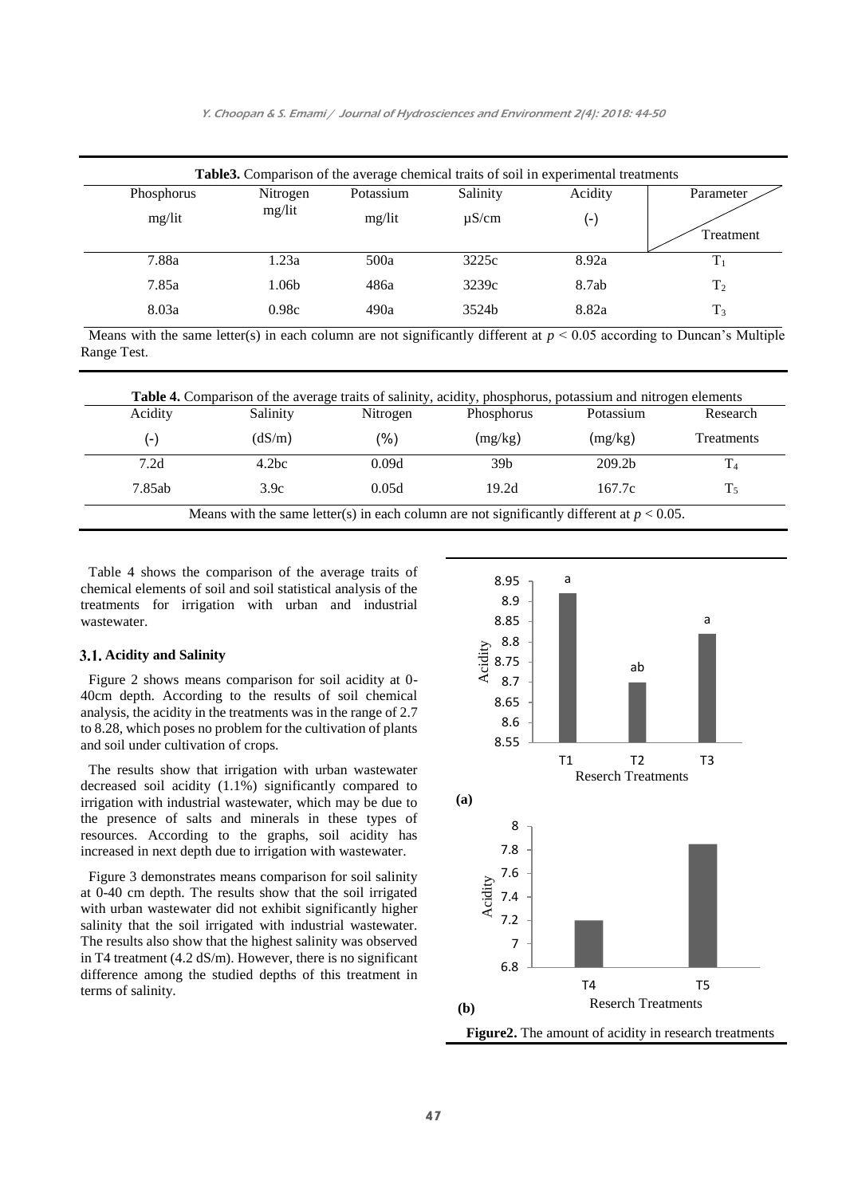**Table3.** Comparison of the average chemical traits of soil in experimental treatments

| Phosphorus mg/lit | Nitrogen mg/lit | Potassium mg/lit | Salinity µS/cm | Acidity (-) | Parameter / Treatment |
|---|---|---|---|---|---|
| 7.88a | 1.23a | 500a | 3225c | 8.92a | $T_1$ |
| 7.85a | 1.06b | 486a | 3239c | 8.7ab | $T_2$ |
| 8.03a | 0.98c | 490a | 3524b | 8.82a | $T_3$ |

Means with the same letter(s) in each column are not significantly different at $p < 0.05$ according to Duncan's Multiple Range Test.

**Table 4.** Comparison of the average traits of salinity, acidity, phosphorus, potassium and nitrogen elements

| Acidity (-) | Salinity (dS/m) | Nitrogen (%) | Phosphorus (mg/kg) | Potassium (mg/kg) | Research Treatments |
|---|---|---|---|---|---|
| 7.2d | 4.2bc | 0.09d | 39b | 209.2b | $T_4$ |
| 7.85ab | 3.9c | 0.05d | 19.2d | 167.7c | $T_5$ |

Means with the same letter(s) in each column are not significantly different at $p < 0.05$.

Table 4 shows the comparison of the average traits of chemical elements of soil and soil statistical analysis of the treatments for irrigation with urban and industrial wastewater.

### 3.1. Acidity and Salinity

Figure 2 shows means comparison for soil acidity at 0-40cm depth. According to the results of soil chemical analysis, the acidity in the treatments was in the range of 2.7 to 8.28, which poses no problem for the cultivation of plants and soil under cultivation of crops.

The results show that irrigation with urban wastewater decreased soil acidity (1.1%) significantly compared to irrigation with industrial wastewater, which may be due to the presence of salts and minerals in these types of resources. According to the graphs, soil acidity has increased in next depth due to irrigation with wastewater.

Figure 3 demonstrates means comparison for soil salinity at 0-40 cm depth. The results show that the soil irrigated with urban wastewater did not exhibit significantly higher salinity that the soil irrigated with industrial wastewater. The results also show that the highest salinity was observed in T4 treatment (4.2 dS/m). However, there is no significant difference among the studied depths of this treatment in terms of salinity.

(a)

(b)

**Figure2.** The amount of acidity in research treatments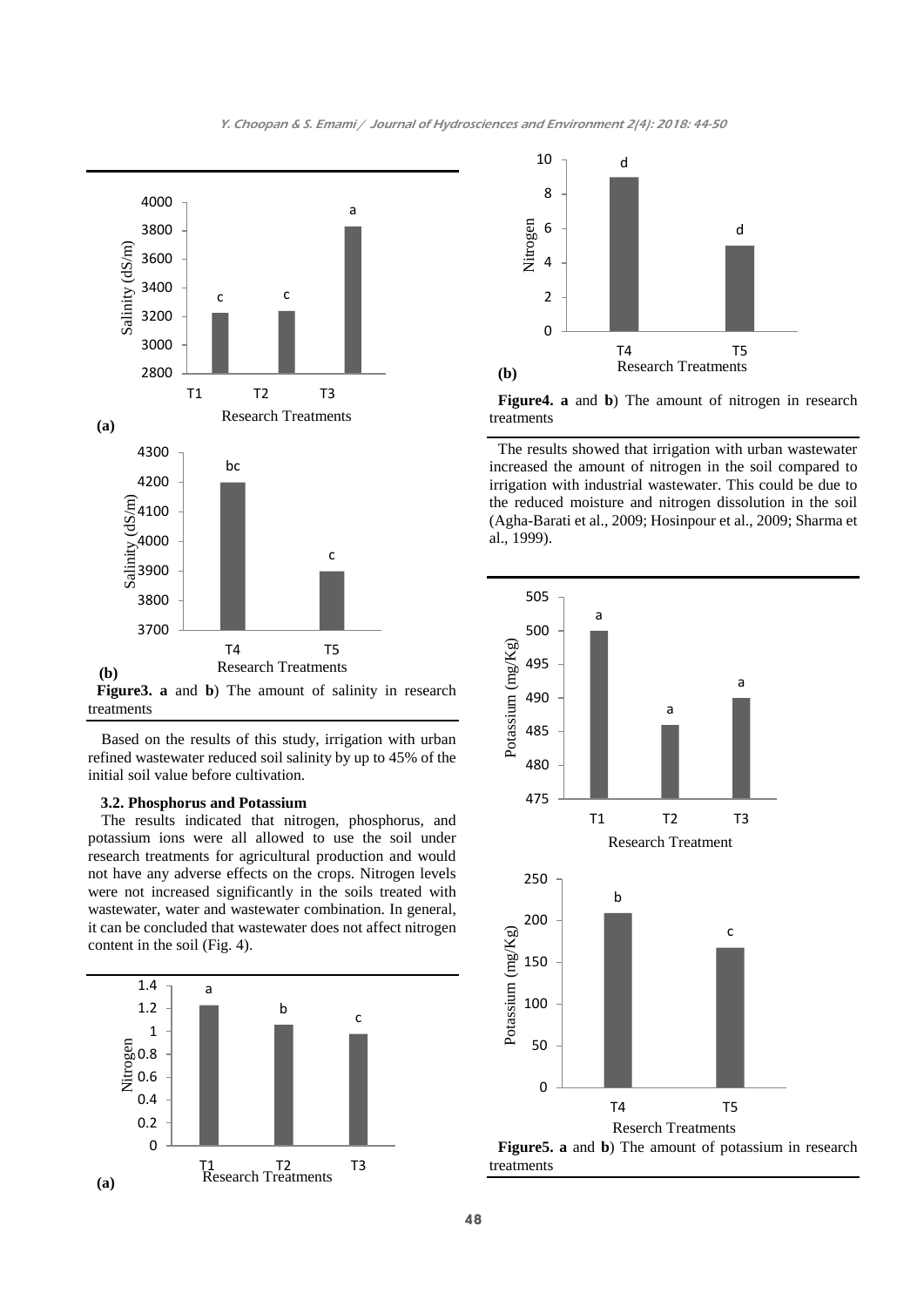**Figure3. a** and **b**) The amount of salinity in research treatments

Based on the results of this study, irrigation with urban refined wastewater reduced soil salinity by up to 45% of the initial soil value before cultivation.

### 3.2. Phosphorus and Potassium

The results indicated that nitrogen, phosphorus, and potassium ions were all allowed to use the soil under research treatments for agricultural production and would not have any adverse effects on the crops. Nitrogen levels were not increased significantly in the soils treated with wastewater, water and wastewater combination. In general, it can be concluded that wastewater does not affect nitrogen content in the soil (Fig. 4).

**Figure4. a** and **b**) The amount of nitrogen in research treatments

The results showed that irrigation with urban wastewater increased the amount of nitrogen in the soil compared to irrigation with industrial wastewater. This could be due to the reduced moisture and nitrogen dissolution in the soil (Agha-Barati et al., 2009; Hosinpour et al., 2009; Sharma et al., 1999).

**Figure5. a** and **b**) The amount of potassium in research treatments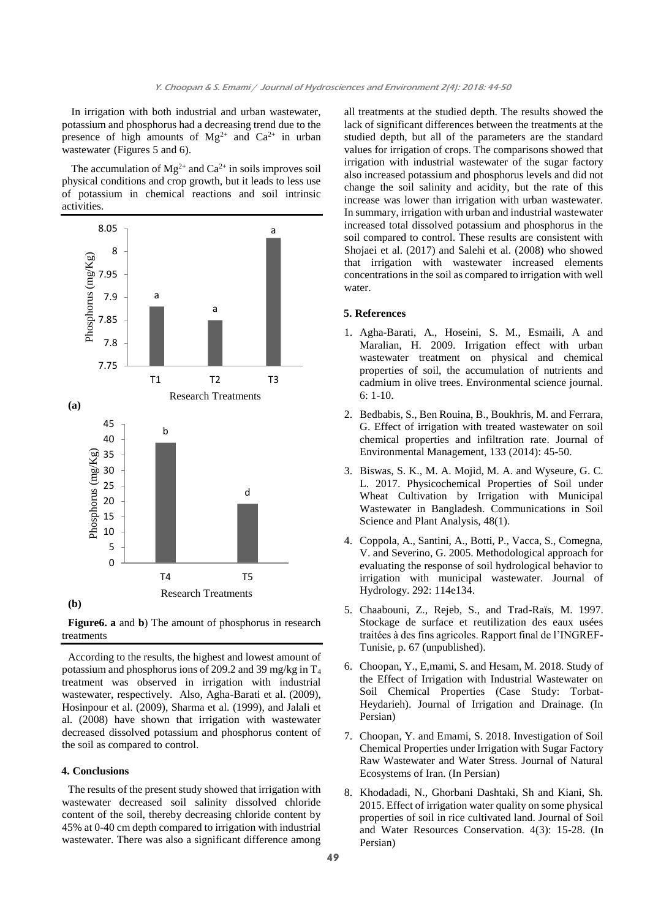In irrigation with both industrial and urban wastewater, potassium and phosphorus had a decreasing trend due to the presence of high amounts of $Mg^{2+}$ and $Ca^{2+}$ in urban wastewater (Figures 5 and 6).

The accumulation of $Mg^{2+}$ and $Ca^{2+}$ in soils improves soil physical conditions and crop growth, but it leads to less use of potassium in chemical reactions and soil intrinsic activities.

**Figure6. a** and **b**) The amount of phosphorus in research treatments

According to the results, the highest and lowest amount of potassium and phosphorus ions of 209.2 and 39 mg/kg in $T_4$ treatment was observed in irrigation with industrial wastewater, respectively. Also, Agha-Barati et al. (2009), Hosinpour et al. (2009), Sharma et al. (1999), and Jalali et al. (2008) have shown that irrigation with wastewater decreased dissolved potassium and phosphorus content of the soil as compared to control.

## 4. Conclusions

The results of the present study showed that irrigation with wastewater decreased soil salinity dissolved chloride content of the soil, thereby decreasing chloride content by 45% at 0-40 cm depth compared to irrigation with industrial wastewater. There was also a significant difference among all treatments at the studied depth. The results showed the lack of significant differences between the treatments at the studied depth, but all of the parameters are the standard values for irrigation of crops. The comparisons showed that irrigation with industrial wastewater of the sugar factory also increased potassium and phosphorus levels and did not change the soil salinity and acidity, but the rate of this increase was lower than irrigation with urban wastewater. In summary, irrigation with urban and industrial wastewater increased total dissolved potassium and phosphorus in the soil compared to control. These results are consistent with Shojaei et al. (2017) and Salehi et al. (2008) who showed that irrigation with wastewater increased elements concentrations in the soil as compared to irrigation with well water.

## 5. References

1. Agha-Barati, A., Hoseini, S. M., Esmaili, A and Maralian, H. 2009. Irrigation effect with urban wastewater treatment on physical and chemical properties of soil, the accumulation of nutrients and cadmium in olive trees. Environmental science journal. 6: 1-10.
2. Bedbabis, S., Ben Rouina, B., Boukhris, M. and Ferrara, G. Effect of irrigation with treated wastewater on soil chemical properties and infiltration rate. Journal of Environmental Management, 133 (2014): 45-50.
3. Biswas, S. K., M. A. Mojid, M. A. and Wyseure, G. C. L. 2017. Physicochemical Properties of Soil under Wheat Cultivation by Irrigation with Municipal Wastewater in Bangladesh. Communications in Soil Science and Plant Analysis, 48(1).
4. Coppola, A., Santini, A., Botti, P., Vacca, S., Comegna, V. and Severino, G. 2005. Methodological approach for evaluating the response of soil hydrological behavior to irrigation with municipal wastewater. Journal of Hydrology. 292: 114e134.
5. Chaabouni, Z., Rejeb, S., and Trad-Raïs, M. 1997. Stockage de surface et reutilization des eaux usées traitées à des fins agricoles. Rapport final de l'INGREF-Tunisie, p. 67 (unpublished).
6. Choopan, Y., E,mami, S. and Hesam, M. 2018. Study of the Effect of Irrigation with Industrial Wastewater on Soil Chemical Properties (Case Study: Torbat-Heydarieh). Journal of Irrigation and Drainage. (In Persian)
7. Choopan, Y. and Emami, S. 2018. Investigation of Soil Chemical Properties under Irrigation with Sugar Factory Raw Wastewater and Water Stress. Journal of Natural Ecosystems of Iran. (In Persian)
8. Khodadadi, N., Ghorbani Dashtaki, Sh and Kiani, Sh. 2015. Effect of irrigation water quality on some physical properties of soil in rice cultivated land. Journal of Soil and Water Resources Conservation. 4(3): 15-28. (In Persian)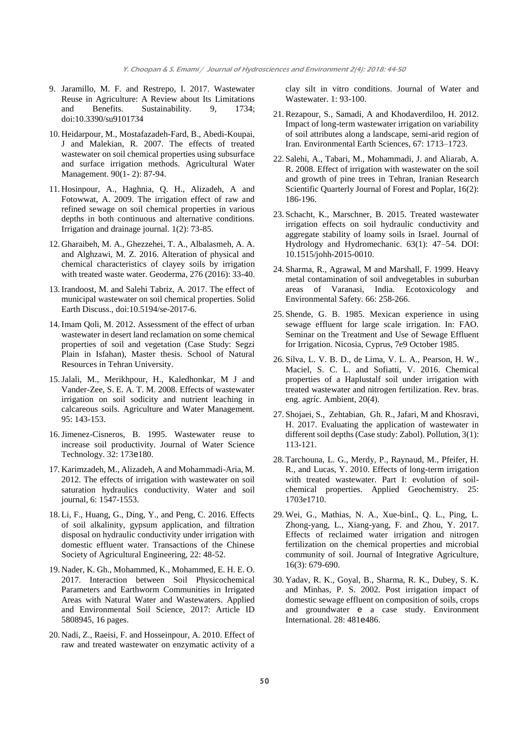9. Jaramillo, M. F. and Restrepo, I. 2017. Wastewater Reuse in Agriculture: A Review about Its Limitations and Benefits. Sustainability. 9, 1734; doi:10.3390/su9101734

10. Heidarpour, M., Mostafazadeh-Fard, B., Abedi-Koupai, J and Malekian, R. 2007. The effects of treated wastewater on soil chemical properties using subsurface and surface irrigation methods. Agricultural Water Management. 90(1- 2): 87-94.

11. Hosinpour, A., Haghnia, Q. H., Alizadeh, A and Fotowwat, A. 2009. The irrigation effect of raw and refined sewage on soil chemical properties in various depths in both continuous and alternative conditions. Irrigation and drainage journal. 1(2): 73-85.

12. Gharaibeh, M. A., Ghezzehei, T. A., Albalasmeh, A. A. and Alghzawi, M. Z. 2016. Alteration of physical and chemical characteristics of clayey soils by irrigation with treated waste water. Geoderma, 276 (2016): 33-40.

13. Irandoost, M. and Salehi Tabriz, A. 2017. The effect of municipal wastewater on soil chemical properties. Solid Earth Discuss., doi:10.5194/se-2017-6.

14. Imam Qoli, M. 2012. Assessment of the effect of urban wastewater in desert land reclamation on some chemical properties of soil and vegetation (Case Study: Segzi Plain in Isfahan), Master thesis. School of Natural Resources in Tehran University.

15. Jalali, M., Merikhpour, H., Kaledhonkar, M J and Vander-Zee, S. E. A. T. M. 2008. Effects of wastewater irrigation on soil sodicity and nutrient leaching in calcareous soils. Agriculture and Water Management. 95: 143-153.

16. Jimenez-Cisneros, B. 1995. Wastewater reuse to increase soil productivity. Journal of Water Science Technology. 32: 173e180.

17. Karimzadeh, M., Alizadeh, A and Mohammadi-Aria, M. 2012. The effects of irrigation with wastewater on soil saturation hydraulics conductivity. Water and soil journal, 6: 1547-1553.

18. Li, F., Huang, G., Ding, Y., and Peng, C. 2016. Effects of soil alkalinity, gypsum application, and filtration disposal on hydraulic conductivity under irrigation with domestic effluent water. Transactions of the Chinese Society of Agricultural Engineering, 22: 48-52.

19. Nader, K. Gh., Mohammed, K., Mohammed, E. H. E. O. 2017. Interaction between Soil Physicochemical Parameters and Earthworm Communities in Irrigated Areas with Natural Water and Wastewaters. Applied and Environmental Soil Science, 2017: Article ID 5808945, 16 pages.

20. Nadi, Z., Raeisi, F. and Hosseinpour, A. 2010. Effect of raw and treated wastewater on enzymatic activity of a clay silt in vitro conditions. Journal of Water and Wastewater. 1: 93-100.

21. Rezapour, S., Samadi, A and Khodaverdiloo, H. 2012. Impact of long-term wastewater irrigation on variability of soil attributes along a landscape, semi-arid region of Iran. Environmental Earth Sciences, 67: 1713–1723.

22. Salehi, A., Tabari, M., Mohammadi, J. and Aliarab, A. R. 2008. Effect of irrigation with wastewater on the soil and growth of pine trees in Tehran, Iranian Research Scientific Quarterly Journal of Forest and Poplar, 16(2): 186-196.

23. Schacht, K., Marschner, B. 2015. Treated wastewater irrigation effects on soil hydraulic conductivity and aggregate stability of loamy soils in Israel. Journal of Hydrology and Hydromechanic. 63(1): 47–54. DOI: 10.1515/johh-2015-0010.

24. Sharma, R., Agrawal, M and Marshall, F. 1999. Heavy metal contamination of soil andvegetables in suburban areas of Varanasi, India. Ecotoxicology and Environmental Safety. 66: 258-266.

25. Shende, G. B. 1985. Mexican experience in using sewage effluent for large scale irrigation. In: FAO. Seminar on the Treatment and Use of Sewage Effluent for Irrigation. Nicosia, Cyprus, 7e9 October 1985.

26. Silva, L. V. B. D., de Lima, V. L. A., Pearson, H. W., Maciel, S. C. L. and Sofiatti, V. 2016. Chemical properties of a Haplustalf soil under irrigation with treated wastewater and nitrogen fertilization. Rev. bras. eng. agríc. Ambient, 20(4).

27. Shojaei, S., Zehtabian, Gh. R., Jafari, M and Khosravi, H. 2017. Evaluating the application of wastewater in different soil depths (Case study: Zabol). Pollution, 3(1): 113-121.

28. Tarchouna, L. G., Merdy, P., Raynaud, M., Pfeifer, H. R., and Lucas, Y. 2010. Effects of long-term irrigation with treated wastewater. Part I: evolution of soil-chemical properties. Applied Geochemistry. 25: 1703e1710.

29. Wei, G., Mathias, N. A., Xue-binL, Q. L., Ping, L. Zhong-yang, L., Xiang-yang, F. and Zhou, Y. 2017. Effects of reclaimed water irrigation and nitrogen fertilization on the chemical properties and microbial community of soil. Journal of Integrative Agriculture, 16(3): 679-690.

30. Yadav, R. K., Goyal, B., Sharma, R. K., Dubey, S. K. and Minhas, P. S. 2002. Post irrigation impact of domestic sewage effluent on composition of soils, crops and groundwater e a case study. Environment International. 28: 481e486.